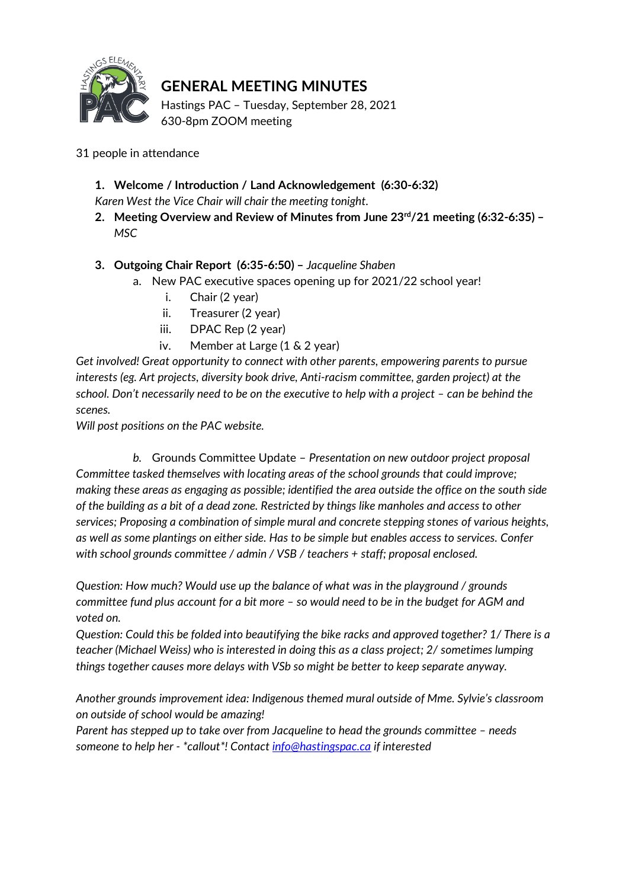# GENERAL MEETING MINUTES

Hastings PAC – Tuesday, September 28, 2021
630-8pm ZOOM meeting

31 people in attendance

1. **Welcome / Introduction / Land Acknowledgement (6:30-6:32)**

*Karen West the Vice Chair will chair the meeting tonight.*

2. **Meeting Overview and Review of Minutes from June 23rd/21 meeting (6:32-6:35) –** *MSC*

3. **Outgoing Chair Report (6:35-6:50) –** *Jacqueline Shaben*
   a. New PAC executive spaces opening up for 2021/22 school year!
      i. Chair (2 year)
      ii. Treasurer (2 year)
      iii. DPAC Rep (2 year)
      iv. Member at Large (1 & 2 year)

*Get involved! Great opportunity to connect with other parents, empowering parents to pursue interests (eg. Art projects, diversity book drive, Anti-racism committee, garden project) at the school. Don't necessarily need to be on the executive to help with a project – can be behind the scenes.*
*Will post positions on the PAC website.*

   *b.* Grounds Committee Update – *Presentation on new outdoor project proposal*

*Committee tasked themselves with locating areas of the school grounds that could improve; making these areas as engaging as possible; identified the area outside the office on the south side of the building as a bit of a dead zone. Restricted by things like manholes and access to other services; Proposing a combination of simple mural and concrete stepping stones of various heights, as well as some plantings on either side. Has to be simple but enables access to services. Confer with school grounds committee / admin / VSB / teachers + staff; proposal enclosed.*

*Question: How much? Would use up the balance of what was in the playground / grounds committee fund plus account for a bit more – so would need to be in the budget for AGM and voted on.*
*Question: Could this be folded into beautifying the bike racks and approved together? 1/ There is a teacher (Michael Weiss) who is interested in doing this as a class project; 2/ sometimes lumping things together causes more delays with VSb so might be better to keep separate anyway.*

*Another grounds improvement idea: Indigenous themed mural outside of Mme. Sylvie's classroom on outside of school would be amazing!*
*Parent has stepped up to take over from Jacqueline to head the grounds committee – needs someone to help her - *callout*! Contact [info@hastingspac.ca](mailto:info@hastingspac.ca) if interested*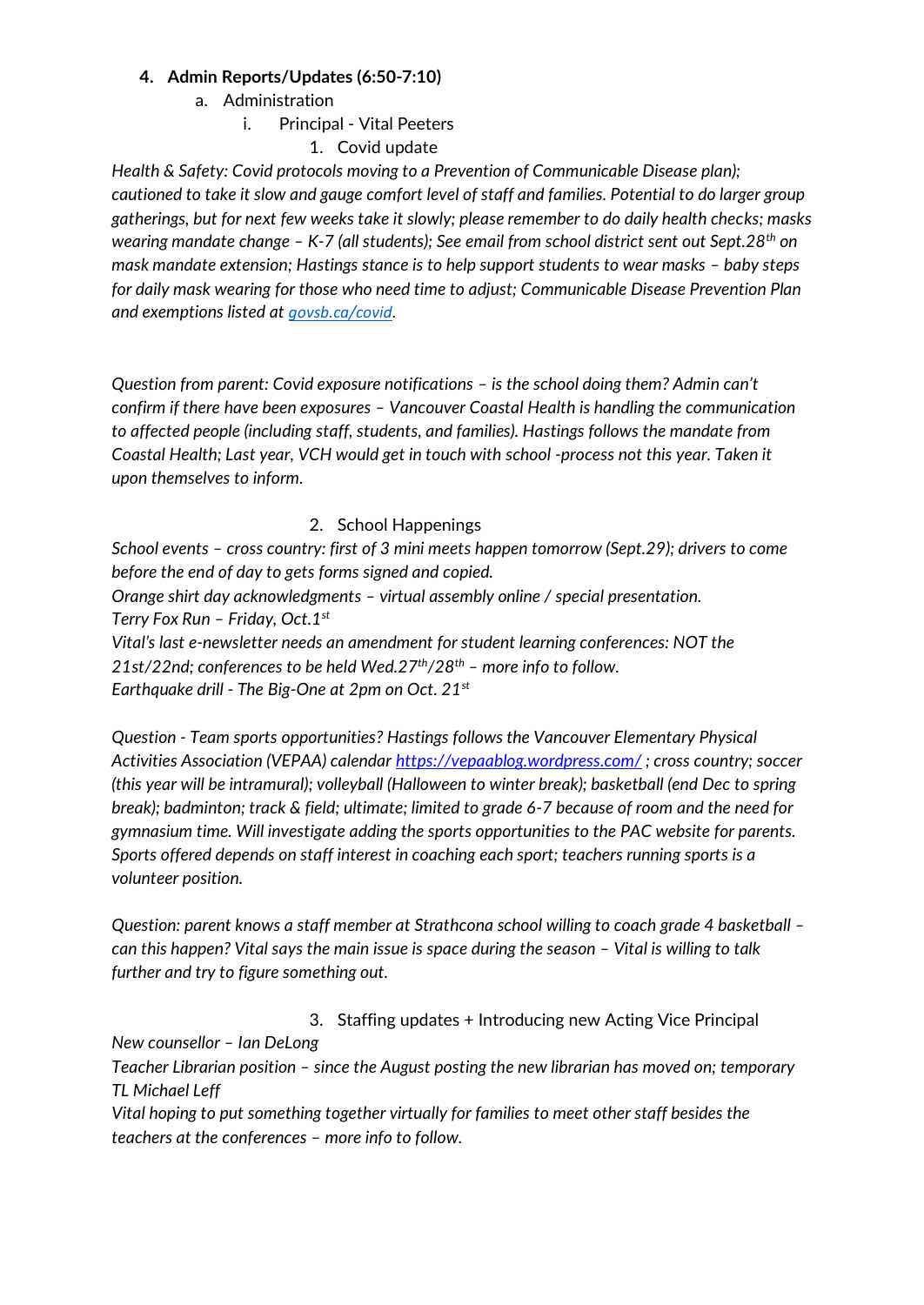4. **Admin Reports/Updates (6:50-7:10)**
    a. Administration
        i. Principal - Vital Peeters
            1. Covid update

*Health & Safety: Covid protocols moving to a Prevention of Communicable Disease plan); cautioned to take it slow and gauge comfort level of staff and families. Potential to do larger group gatherings, but for next few weeks take it slowly; please remember to do daily health checks; masks wearing mandate change – K-7 (all students); See email from school district sent out Sept.28th on mask mandate extension; Hastings stance is to help support students to wear masks – baby steps for daily mask wearing for those who need time to adjust; Communicable Disease Prevention Plan and exemptions listed at [govsb.ca/covid](govsb.ca/covid).*

*Question from parent: Covid exposure notifications – is the school doing them? Admin can't confirm if there have been exposures – Vancouver Coastal Health is handling the communication to affected people (including staff, students, and families). Hastings follows the mandate from Coastal Health; Last year, VCH would get in touch with school -process not this year. Taken it upon themselves to inform.*

2. School Happenings

*School events – cross country: first of 3 mini meets happen tomorrow (Sept.29); drivers to come before the end of day to gets forms signed and copied.*
*Orange shirt day acknowledgments – virtual assembly online / special presentation.*
*Terry Fox Run – Friday, Oct.1st*
*Vital's last e-newsletter needs an amendment for student learning conferences: NOT the 21st/22nd; conferences to be held Wed.27th/28th – more info to follow.*
*Earthquake drill - The Big-One at 2pm on Oct. 21st*

*Question - Team sports opportunities? Hastings follows the Vancouver Elementary Physical Activities Association (VEPAA) calendar [https://vepaablog.wordpress.com/](https://vepaablog.wordpress.com/) ; cross country; soccer (this year will be intramural); volleyball (Halloween to winter break); basketball (end Dec to spring break); badminton; track & field; ultimate; limited to grade 6-7 because of room and the need for gymnasium time. Will investigate adding the sports opportunities to the PAC website for parents. Sports offered depends on staff interest in coaching each sport; teachers running sports is a volunteer position.*

*Question: parent knows a staff member at Strathcona school willing to coach grade 4 basketball – can this happen? Vital says the main issue is space during the season – Vital is willing to talk further and try to figure something out.*

3. Staffing updates + Introducing new Acting Vice Principal

*New counsellor – Ian DeLong*
*Teacher Librarian position – since the August posting the new librarian has moved on; temporary TL Michael Leff*
*Vital hoping to put something together virtually for families to meet other staff besides the teachers at the conferences – more info to follow.*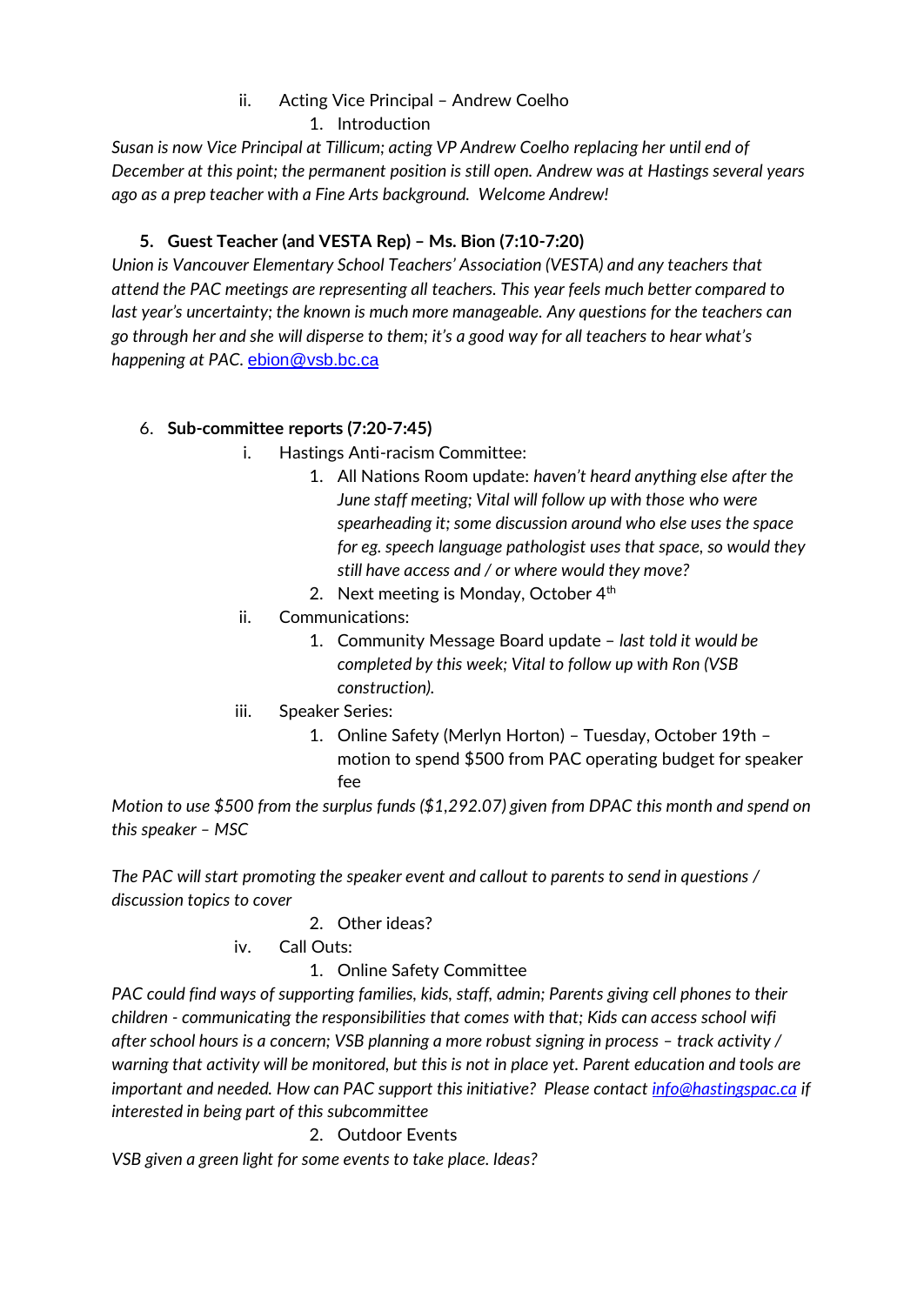ii. Acting Vice Principal – Andrew Coelho

1. Introduction

*Susan is now Vice Principal at Tillicum; acting VP Andrew Coelho replacing her until end of December at this point; the permanent position is still open. Andrew was at Hastings several years ago as a prep teacher with a Fine Arts background. Welcome Andrew!*

5. **Guest Teacher (and VESTA Rep) – Ms. Bion (7:10-7:20)**

*Union is Vancouver Elementary School Teachers' Association (VESTA) and any teachers that attend the PAC meetings are representing all teachers. This year feels much better compared to last year's uncertainty; the known is much more manageable. Any questions for the teachers can go through her and she will disperse to them; it's a good way for all teachers to hear what's happening at PAC.* ebion@vsb.bc.ca

6. **Sub-committee reports (7:20-7:45)**

i. Hastings Anti-racism Committee:

1. All Nations Room update: *haven't heard anything else after the June staff meeting; Vital will follow up with those who were spearheading it; some discussion around who else uses the space for eg. speech language pathologist uses that space, so would they still have access and / or where would they move?*
2. Next meeting is Monday, October 4th

ii. Communications:

1. Community Message Board update – *last told it would be completed by this week; Vital to follow up with Ron (VSB construction).*

iii. Speaker Series:

1. Online Safety (Merlyn Horton) – Tuesday, October 19th – motion to spend $500 from PAC operating budget for speaker fee

*Motion to use $500 from the surplus funds ($1,292.07) given from DPAC this month and spend on this speaker – MSC*

*The PAC will start promoting the speaker event and callout to parents to send in questions / discussion topics to cover*

2. Other ideas?

iv. Call Outs:

1. Online Safety Committee

*PAC could find ways of supporting families, kids, staff, admin; Parents giving cell phones to their children - communicating the responsibilities that comes with that; Kids can access school wifi after school hours is a concern; VSB planning a more robust signing in process – track activity / warning that activity will be monitored, but this is not in place yet. Parent education and tools are important and needed. How can PAC support this initiative? Please contact* info@hastingspac.ca *if interested in being part of this subcommittee*

2. Outdoor Events

*VSB given a green light for some events to take place. Ideas?*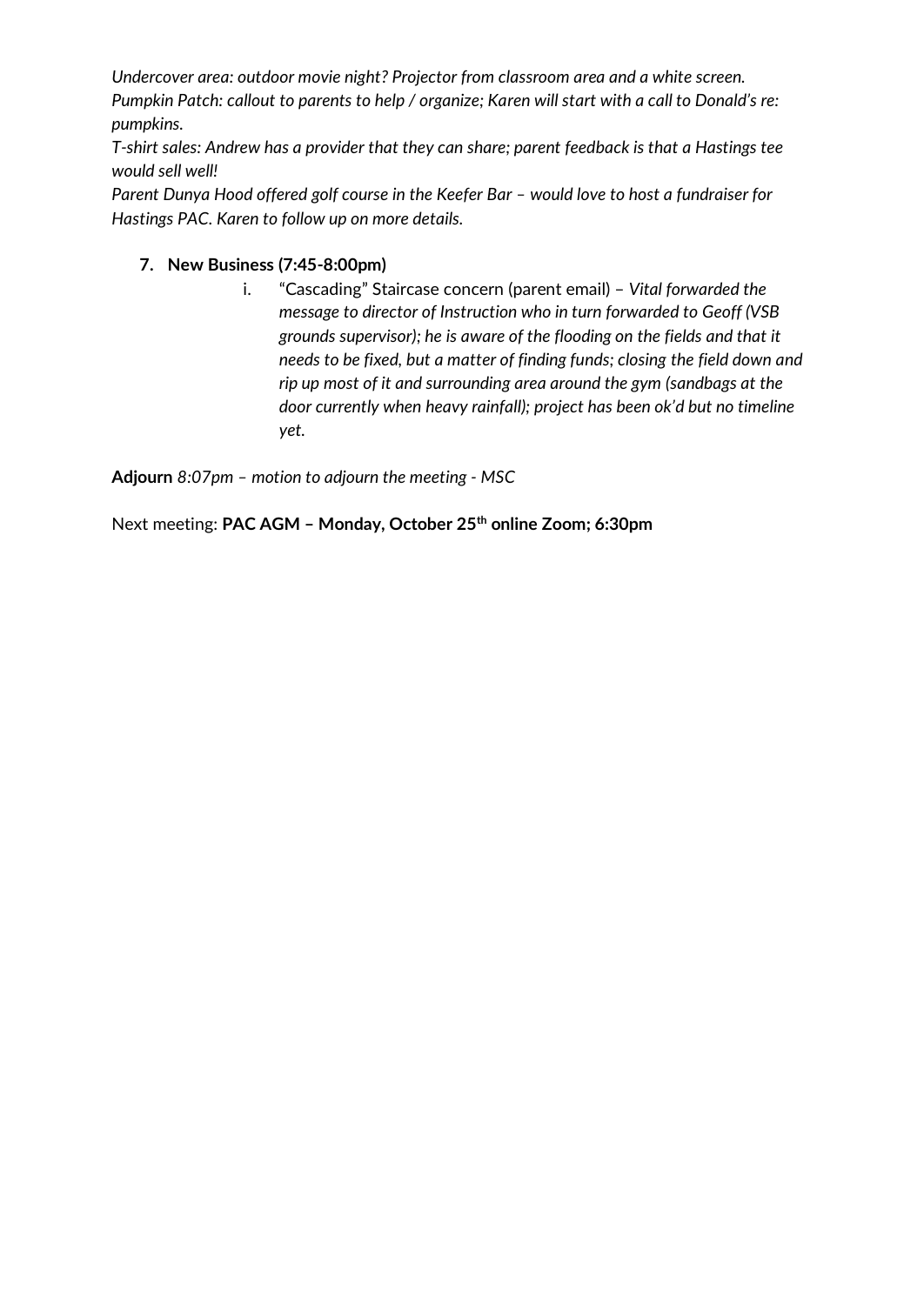*Undercover area: outdoor movie night? Projector from classroom area and a white screen.*
*Pumpkin Patch: callout to parents to help / organize; Karen will start with a call to Donald's re: pumpkins.*
*T-shirt sales: Andrew has a provider that they can share; parent feedback is that a Hastings tee would sell well!*
*Parent Dunya Hood offered golf course in the Keefer Bar – would love to host a fundraiser for Hastings PAC. Karen to follow up on more details.*

7. **New Business (7:45-8:00pm)**
   i. "Cascading" Staircase concern (parent email) – *Vital forwarded the message to director of Instruction who in turn forwarded to Geoff (VSB grounds supervisor); he is aware of the flooding on the fields and that it needs to be fixed, but a matter of finding funds; closing the field down and rip up most of it and surrounding area around the gym (sandbags at the door currently when heavy rainfall); project has been ok'd but no timeline yet.*

**Adjourn** *8:07pm – motion to adjourn the meeting - MSC*

Next meeting: **PAC AGM – Monday, October 25th online Zoom; 6:30pm**